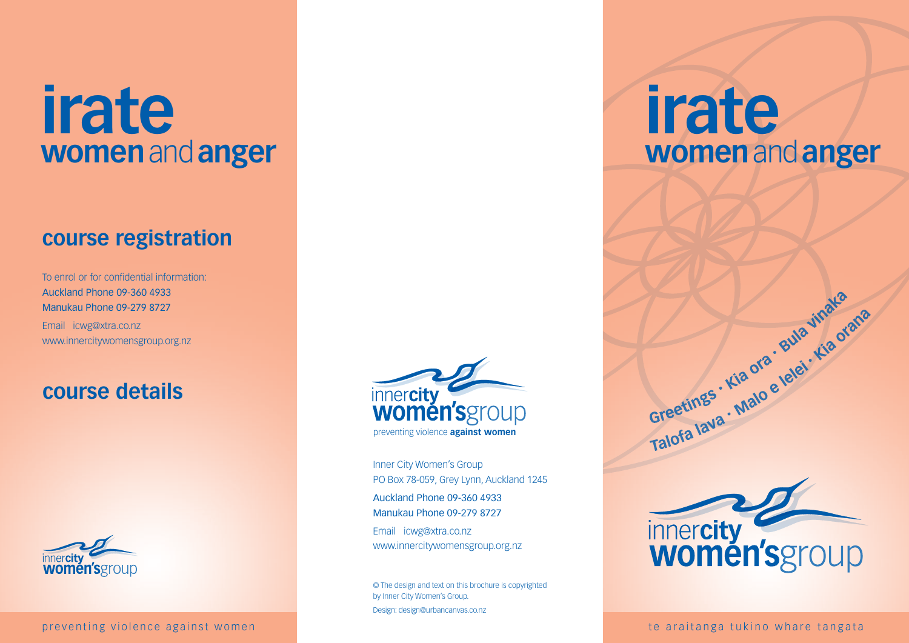# irate
## women and anger

## course registration

To enrol or for confidential information:
Auckland Phone 09-360 4933
Manukau Phone 09-279 8727
Email icwg@xtra.co.nz
www.innercitywomensgroup.org.nz

## course details

innercity women'sgroup

preventing violence against women

innercity women'sgroup
preventing violence **against women**

Inner City Women's Group
PO Box 78-059, Grey Lynn, Auckland 1245
Auckland Phone 09-360 4933
Manukau Phone 09-279 8727
Email icwg@xtra.co.nz
www.innercitywomensgroup.org.nz

© The design and text on this brochure is copyrighted by Inner City Women's Group.
Design: design@urbancanvas.co.nz

# irate
## women and anger

**Greetings · Kia ora · Bula vinaka**
**Talofa lava · Malo e lelei · Kia orana**

innercity women'sgroup

te araitanga tukino whare tangata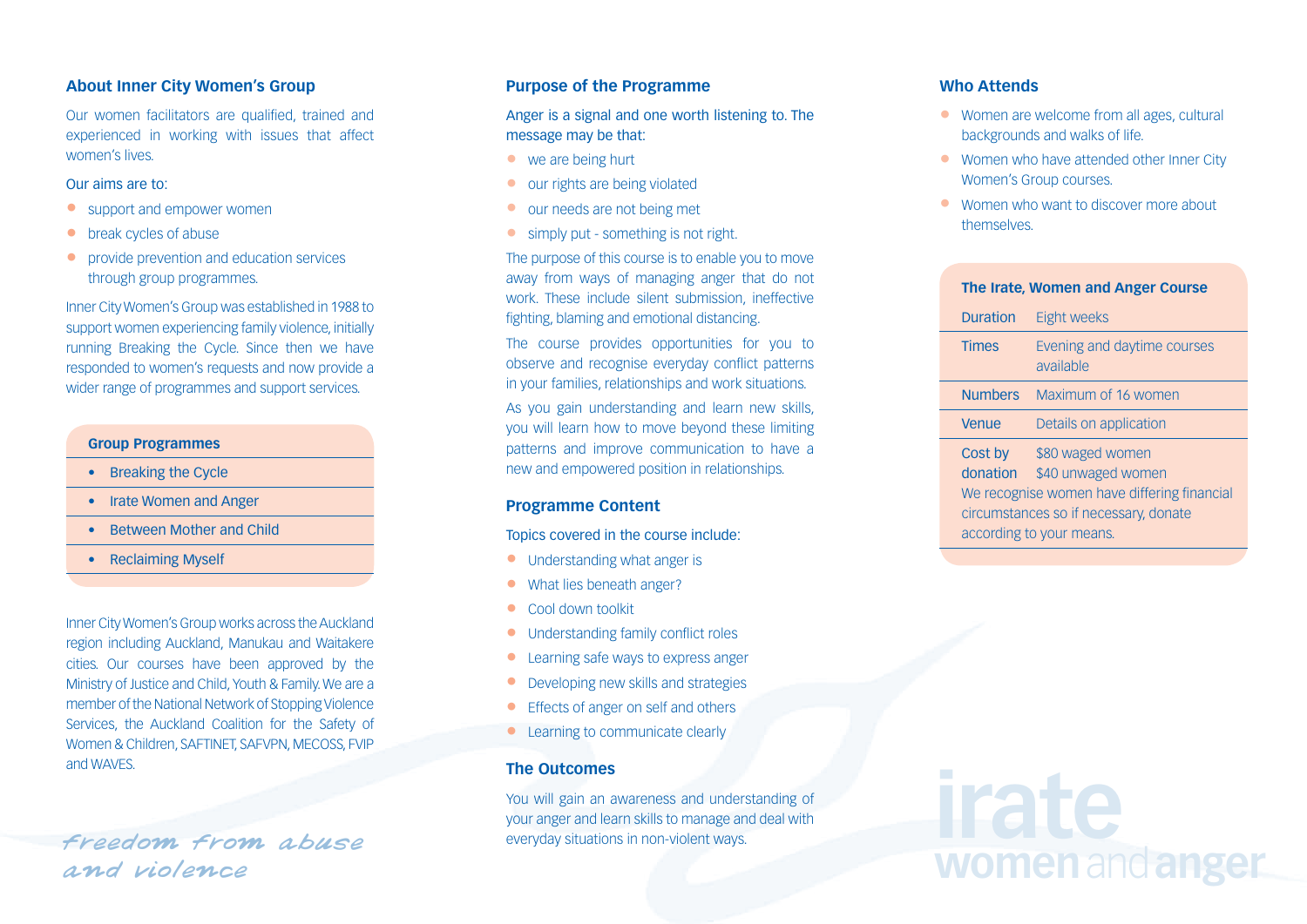## About Inner City Women's Group

Our women facilitators are qualified, trained and experienced in working with issues that affect women's lives.

Our aims are to:

- support and empower women
- break cycles of abuse
- provide prevention and education services through group programmes.

Inner City Women's Group was established in 1988 to support women experiencing family violence, initially running Breaking the Cycle. Since then we have responded to women's requests and now provide a wider range of programmes and support services.

**Group Programmes**

- Breaking the Cycle
- Irate Women and Anger
- Between Mother and Child
- Reclaiming Myself

Inner City Women's Group works across the Auckland region including Auckland, Manukau and Waitakere cities. Our courses have been approved by the Ministry of Justice and Child, Youth & Family. We are a member of the National Network of Stopping Violence Services, the Auckland Coalition for the Safety of Women & Children, SAFTINET, SAFVPN, MECOSS, FVIP and WAVES.

*freedom from abuse and violence*

## Purpose of the Programme

Anger is a signal and one worth listening to. The message may be that:

- we are being hurt
- our rights are being violated
- our needs are not being met
- simply put - something is not right.

The purpose of this course is to enable you to move away from ways of managing anger that do not work. These include silent submission, ineffective fighting, blaming and emotional distancing.

The course provides opportunities for you to observe and recognise everyday conflict patterns in your families, relationships and work situations.

As you gain understanding and learn new skills, you will learn how to move beyond these limiting patterns and improve communication to have a new and empowered position in relationships.

## Programme Content

Topics covered in the course include:

- Understanding what anger is
- What lies beneath anger?
- Cool down toolkit
- Understanding family conflict roles
- Learning safe ways to express anger
- Developing new skills and strategies
- Effects of anger on self and others
- Learning to communicate clearly

## The Outcomes

You will gain an awareness and understanding of your anger and learn skills to manage and deal with everyday situations in non-violent ways.

## Who Attends

- Women are welcome from all ages, cultural backgrounds and walks of life.
- Women who have attended other Inner City Women's Group courses.
- Women who want to discover more about themselves.

**The Irate, Women and Anger Course**

| | |
|---|---|
| Duration | Eight weeks |
| Times | Evening and daytime courses available |
| Numbers | Maximum of 16 women |
| Venue | Details on application |
| Cost by donation | $80 waged women<br>$40 unwaged women |

We recognise women have differing financial circumstances so if necessary, donate according to your means.

**irate**
**women and anger**